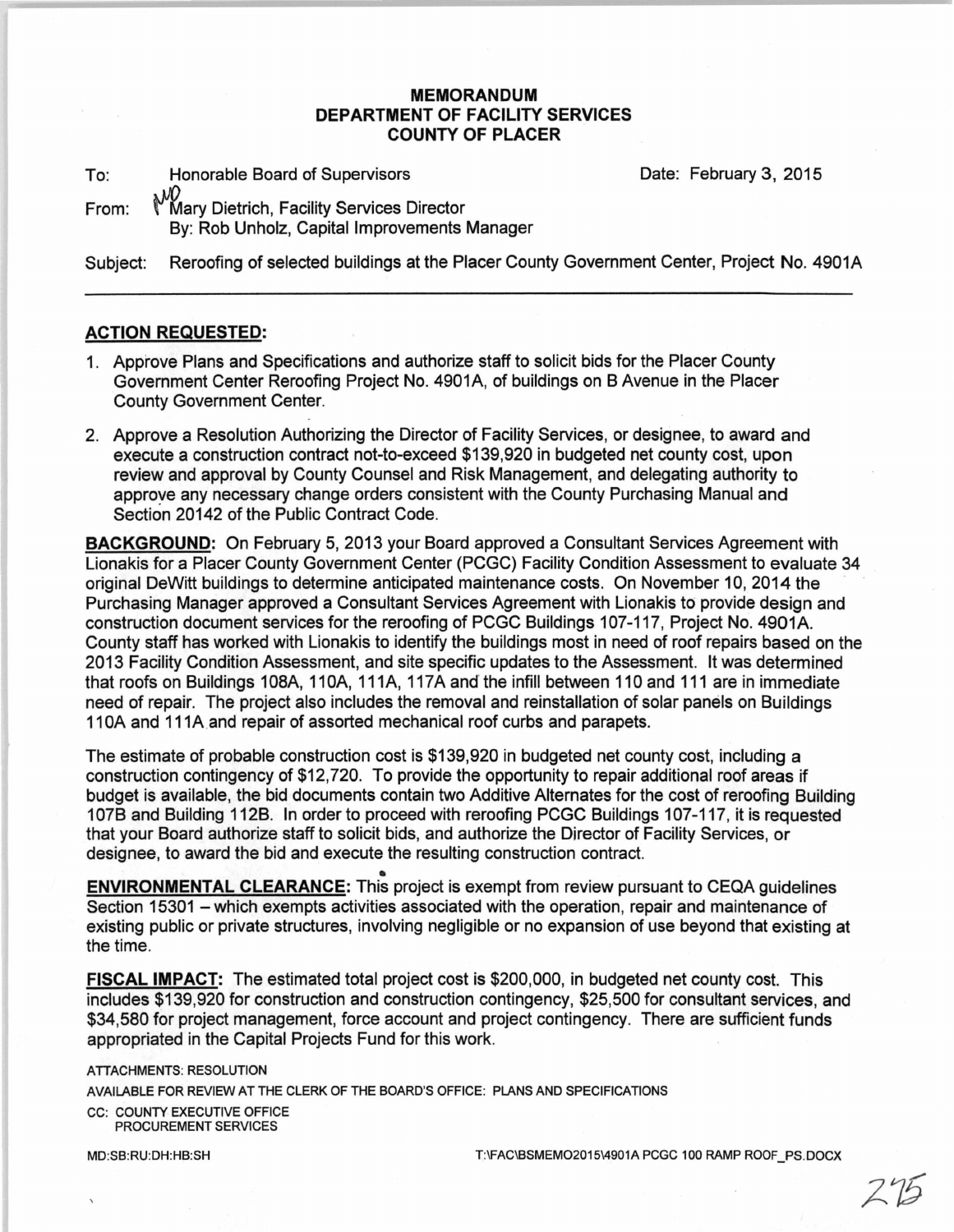# MEMORANDUM
# DEPARTMENT OF FACILITY SERVICES
# COUNTY OF PLACER

To: Honorable Board of Supervisors

Date: February 3, 2015

From: Mary Dietrich, Facility Services Director
By: Rob Unholz, Capital Improvements Manager

Subject: Reroofing of selected buildings at the Placer County Government Center, Project No. 4901A

---

## ACTION REQUESTED:

1. Approve Plans and Specifications and authorize staff to solicit bids for the Placer County Government Center Reroofing Project No. 4901A, of buildings on B Avenue in the Placer County Government Center.
2. Approve a Resolution Authorizing the Director of Facility Services, or designee, to award and execute a construction contract not-to-exceed $139,920 in budgeted net county cost, upon review and approval by County Counsel and Risk Management, and delegating authority to approve any necessary change orders consistent with the County Purchasing Manual and Section 20142 of the Public Contract Code.

**BACKGROUND:** On February 5, 2013 your Board approved a Consultant Services Agreement with Lionakis for a Placer County Government Center (PCGC) Facility Condition Assessment to evaluate 34 original DeWitt buildings to determine anticipated maintenance costs. On November 10, 2014 the Purchasing Manager approved a Consultant Services Agreement with Lionakis to provide design and construction document services for the reroofing of PCGC Buildings 107-117, Project No. 4901A. County staff has worked with Lionakis to identify the buildings most in need of roof repairs based on the 2013 Facility Condition Assessment, and site specific updates to the Assessment. It was determined that roofs on Buildings 108A, 110A, 111A, 117A and the infill between 110 and 111 are in immediate need of repair. The project also includes the removal and reinstallation of solar panels on Buildings 110A and 111A and repair of assorted mechanical roof curbs and parapets.

The estimate of probable construction cost is $139,920 in budgeted net county cost, including a construction contingency of $12,720. To provide the opportunity to repair additional roof areas if budget is available, the bid documents contain two Additive Alternates for the cost of reroofing Building 107B and Building 112B. In order to proceed with reroofing PCGC Buildings 107-117, it is requested that your Board authorize staff to solicit bids, and authorize the Director of Facility Services, or designee, to award the bid and execute the resulting construction contract.

**ENVIRONMENTAL CLEARANCE:** This project is exempt from review pursuant to CEQA guidelines Section 15301 – which exempts activities associated with the operation, repair and maintenance of existing public or private structures, involving negligible or no expansion of use beyond that existing at the time.

**FISCAL IMPACT:** The estimated total project cost is $200,000, in budgeted net county cost. This includes $139,920 for construction and construction contingency, $25,500 for consultant services, and $34,580 for project management, force account and project contingency. There are sufficient funds appropriated in the Capital Projects Fund for this work.

ATTACHMENTS: RESOLUTION

AVAILABLE FOR REVIEW AT THE CLERK OF THE BOARD'S OFFICE: PLANS AND SPECIFICATIONS

CC: COUNTY EXECUTIVE OFFICE
PROCUREMENT SERVICES

MD:SB:RU:DH:HB:SH

T:\FAC\BSMEMO2015\4901A PCGC 100 RAMP ROOF_PS.DOCX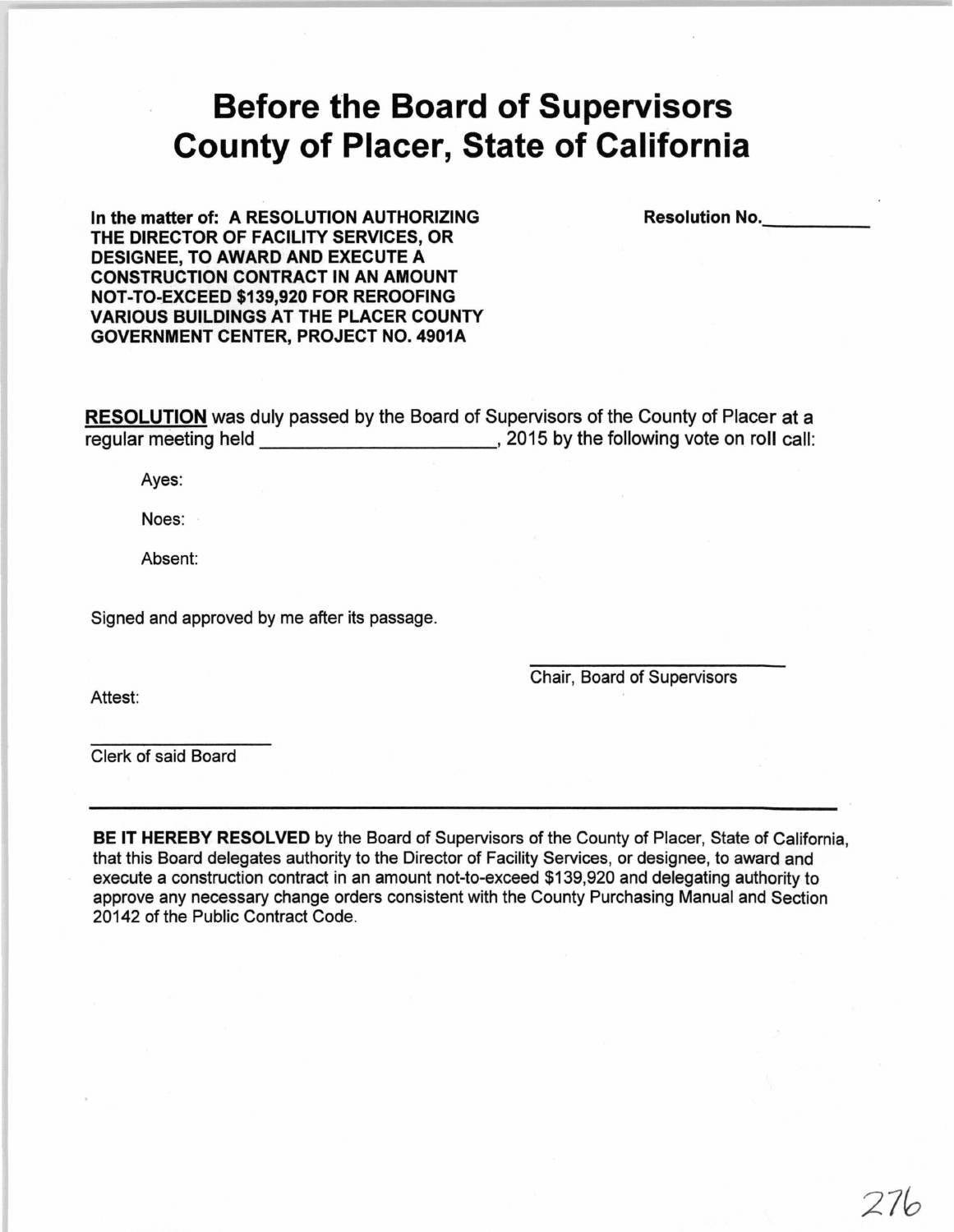# Before the Board of Supervisors
# County of Placer, State of California

**In the matter of: A RESOLUTION AUTHORIZING THE DIRECTOR OF FACILITY SERVICES, OR DESIGNEE, TO AWARD AND EXECUTE A CONSTRUCTION CONTRACT IN AN AMOUNT NOT-TO-EXCEED $139,920 FOR REROOFING VARIOUS BUILDINGS AT THE PLACER COUNTY GOVERNMENT CENTER, PROJECT NO. 4901A**

**Resolution No.**\_\_\_\_\_\_\_\_\_\_

**RESOLUTION** was duly passed by the Board of Supervisors of the County of Placer at a regular meeting held \_\_\_\_\_\_\_\_\_\_\_\_\_\_\_\_\_\_\_\_\_\_, 2015 by the following vote on roll call:

Ayes:

Noes:

Absent:

Signed and approved by me after its passage.

\_\_\_\_\_\_\_\_\_\_\_\_\_\_\_\_\_\_\_\_\_\_\_\_

Chair, Board of Supervisors

Attest:

\_\_\_\_\_\_\_\_\_\_\_\_\_\_\_\_\_\_\_\_

Clerk of said Board

---

**BE IT HEREBY RESOLVED** by the Board of Supervisors of the County of Placer, State of California, that this Board delegates authority to the Director of Facility Services, or designee, to award and execute a construction contract in an amount not-to-exceed $139,920 and delegating authority to approve any necessary change orders consistent with the County Purchasing Manual and Section 20142 of the Public Contract Code.